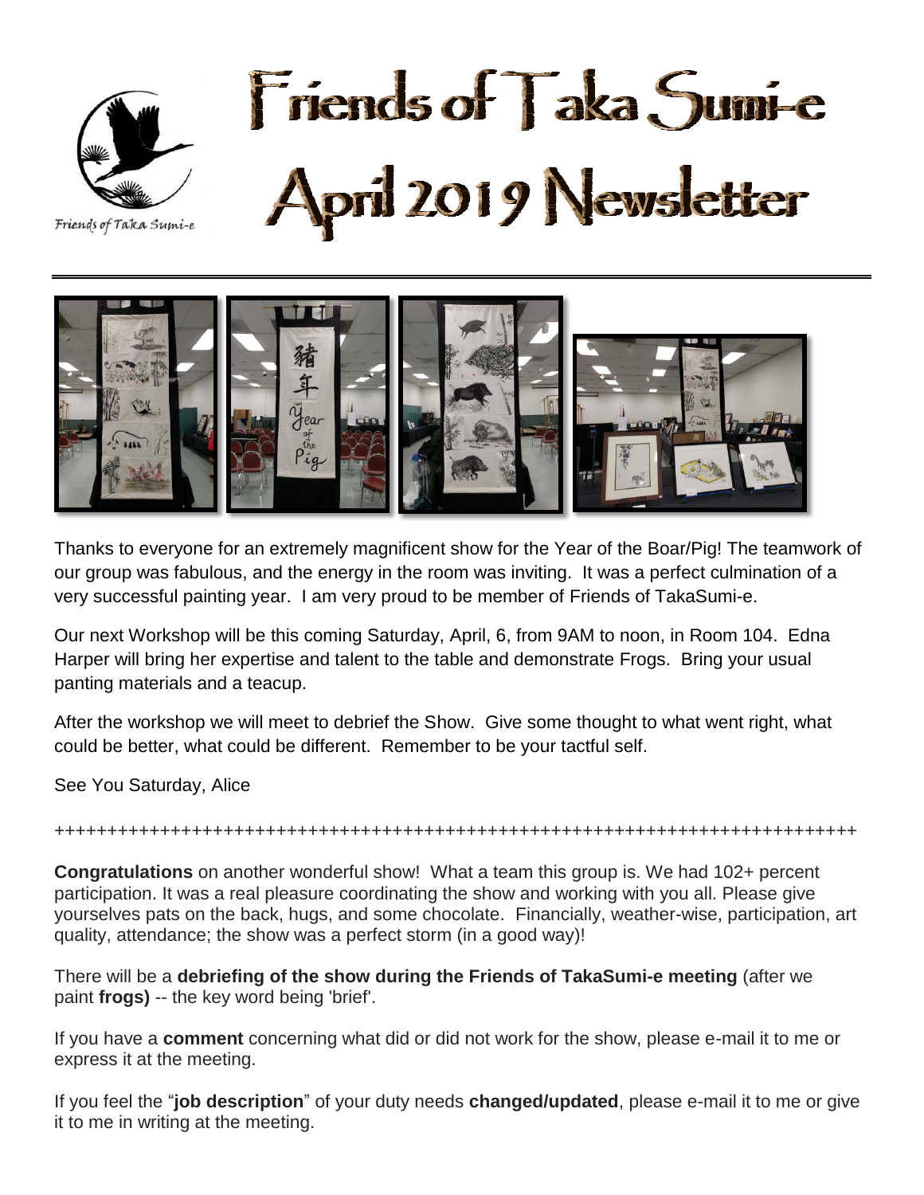# Friends of Taka Sumi-e April 2019 Newsletter

Friends of Taka Sumi-e

Thanks to everyone for an extremely magnificent show for the Year of the Boar/Pig! The teamwork of our group was fabulous, and the energy in the room was inviting. It was a perfect culmination of a very successful painting year. I am very proud to be member of Friends of TakaSumi-e.

Our next Workshop will be this coming Saturday, April, 6, from 9AM to noon, in Room 104. Edna Harper will bring her expertise and talent to the table and demonstrate Frogs. Bring your usual panting materials and a teacup.

After the workshop we will meet to debrief the Show. Give some thought to what went right, what could be better, what could be different. Remember to be your tactful self.

See You Saturday, Alice

++++++++++++++++++++++++++++++++++++++++++++++++++++++++++++++++++++++++++++++++

**Congratulations** on another wonderful show! What a team this group is. We had 102+ percent participation. It was a real pleasure coordinating the show and working with you all. Please give yourselves pats on the back, hugs, and some chocolate. Financially, weather-wise, participation, art quality, attendance; the show was a perfect storm (in a good way)!

There will be a **debriefing of the show during the Friends of TakaSumi-e meeting** (after we paint **frogs)** -- the key word being 'brief'.

If you have a **comment** concerning what did or did not work for the show, please e-mail it to me or express it at the meeting.

If you feel the "**job description**" of your duty needs **changed/updated**, please e-mail it to me or give it to me in writing at the meeting.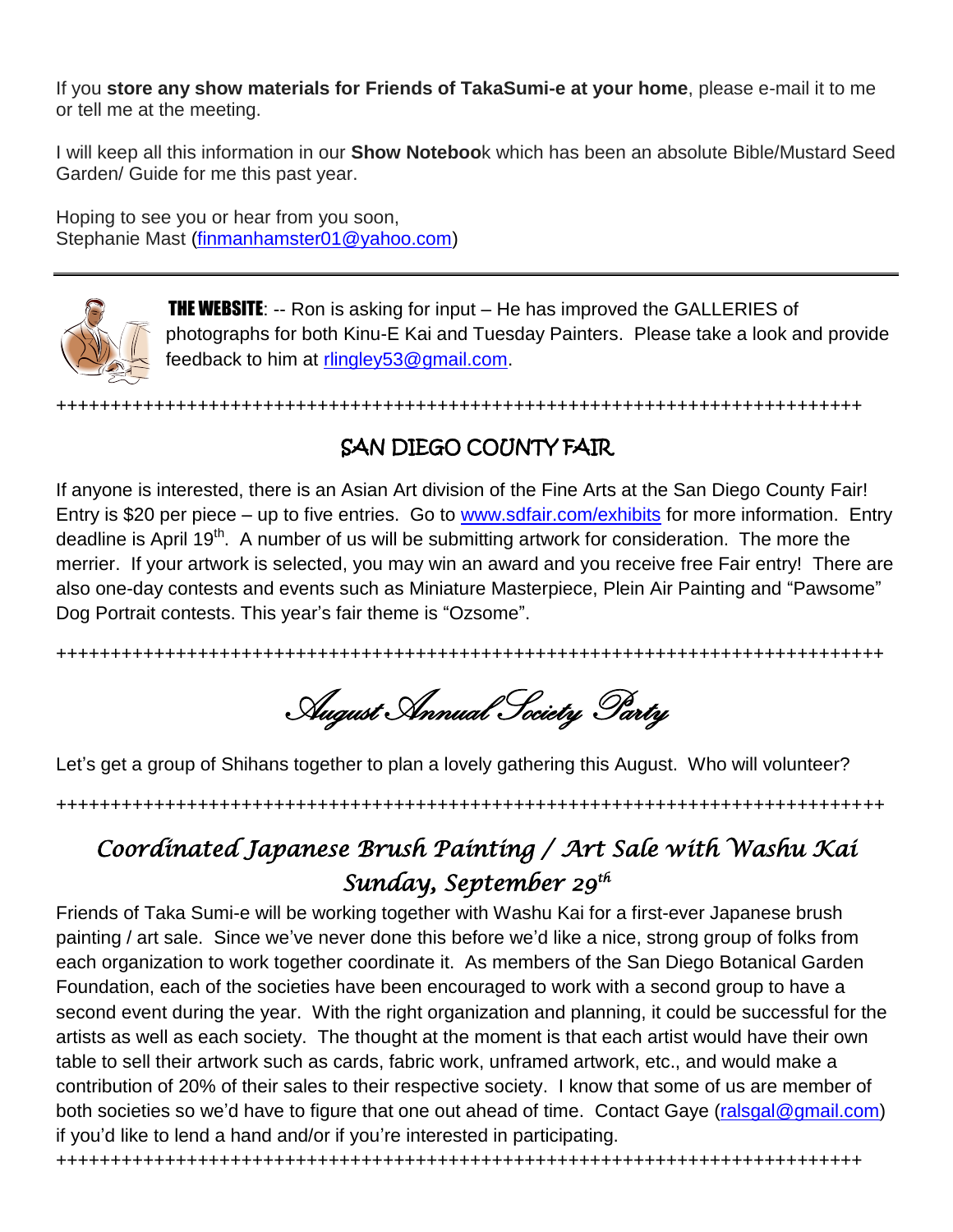If you **store any show materials for Friends of TakaSumi-e at your home**, please e-mail it to me or tell me at the meeting.

I will keep all this information in our **Show Noteboo**k which has been an absolute Bible/Mustard Seed Garden/ Guide for me this past year.

Hoping to see you or hear from you soon,
Stephanie Mast (finmanhamster01@yahoo.com)

---

**THE WEBSITE**: -- Ron is asking for input – He has improved the GALLERIES of photographs for both Kinu-E Kai and Tuesday Painters. Please take a look and provide feedback to him at rlingley53@gmail.com.

++++++++++++++++++++++++++++++++++++++++++++++++++++++++++++++++++++++++++

## SAN DIEGO COUNTY FAIR

If anyone is interested, there is an Asian Art division of the Fine Arts at the San Diego County Fair! Entry is $20 per piece – up to five entries. Go to www.sdfair.com/exhibits for more information. Entry deadline is April 19th. A number of us will be submitting artwork for consideration. The more the merrier. If your artwork is selected, you may win an award and you receive free Fair entry! There are also one-day contests and events such as Miniature Masterpiece, Plein Air Painting and "Pawsome" Dog Portrait contests. This year's fair theme is "Ozsome".

++++++++++++++++++++++++++++++++++++++++++++++++++++++++++++++++++++++++++

## *August Annual Society Party*

Let's get a group of Shihans together to plan a lovely gathering this August. Who will volunteer?

++++++++++++++++++++++++++++++++++++++++++++++++++++++++++++++++++++++++++

## *Coordinated Japanese Brush Painting / Art Sale with Washu Kai*
## *Sunday, September 29th*

Friends of Taka Sumi-e will be working together with Washu Kai for a first-ever Japanese brush painting / art sale. Since we've never done this before we'd like a nice, strong group of folks from each organization to work together coordinate it. As members of the San Diego Botanical Garden Foundation, each of the societies have been encouraged to work with a second group to have a second event during the year. With the right organization and planning, it could be successful for the artists as well as each society. The thought at the moment is that each artist would have their own table to sell their artwork such as cards, fabric work, unframed artwork, etc., and would make a contribution of 20% of their sales to their respective society. I know that some of us are member of both societies so we'd have to figure that one out ahead of time. Contact Gaye (ralsgal@gmail.com) if you'd like to lend a hand and/or if you're interested in participating.

++++++++++++++++++++++++++++++++++++++++++++++++++++++++++++++++++++++++++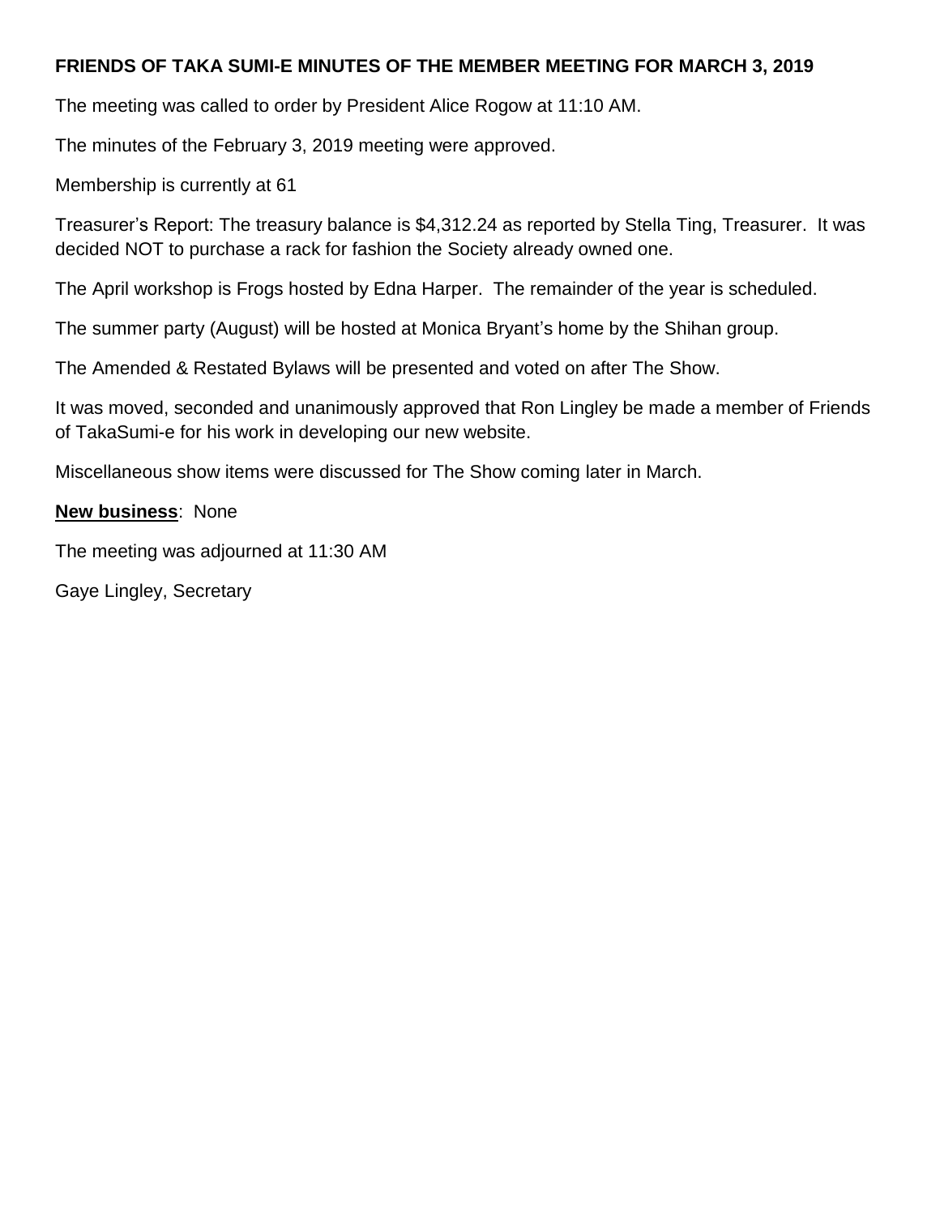**FRIENDS OF TAKA SUMI-E MINUTES OF THE MEMBER MEETING FOR MARCH 3, 2019**

The meeting was called to order by President Alice Rogow at 11:10 AM.

The minutes of the February 3, 2019 meeting were approved.

Membership is currently at 61

Treasurer's Report: The treasury balance is $4,312.24 as reported by Stella Ting, Treasurer. It was decided NOT to purchase a rack for fashion the Society already owned one.

The April workshop is Frogs hosted by Edna Harper. The remainder of the year is scheduled.

The summer party (August) will be hosted at Monica Bryant's home by the Shihan group.

The Amended & Restated Bylaws will be presented and voted on after The Show.

It was moved, seconded and unanimously approved that Ron Lingley be made a member of Friends of TakaSumi-e for his work in developing our new website.

Miscellaneous show items were discussed for The Show coming later in March.

**New business**: None

The meeting was adjourned at 11:30 AM

Gaye Lingley, Secretary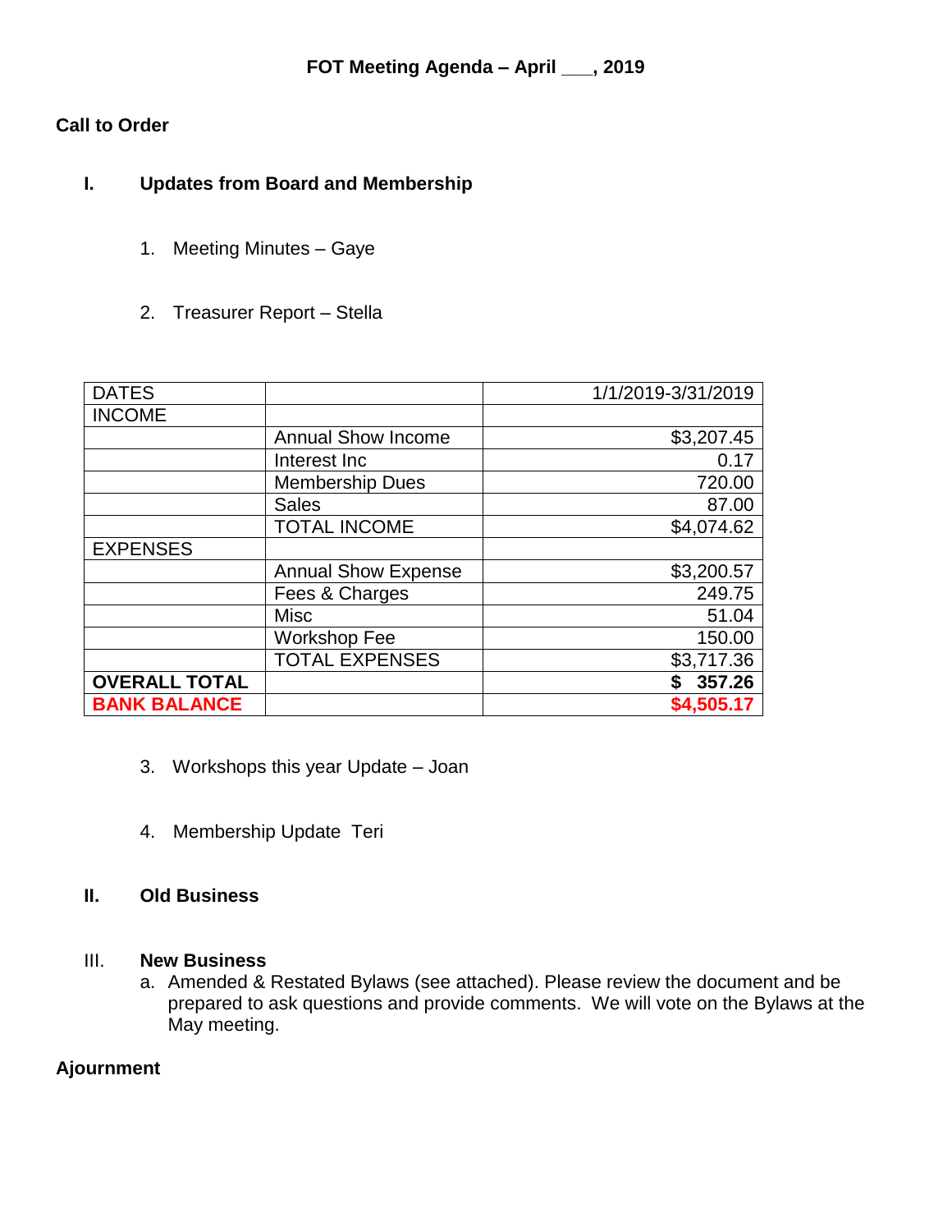# FOT Meeting Agenda – April ___, 2019

**Call to Order**

## I. Updates from Board and Membership

1. Meeting Minutes – Gaye

2. Treasurer Report – Stella

| | | |
|---|---|---|
| DATES | | 1/1/2019-3/31/2019 |
| INCOME | | |
| | Annual Show Income | $3,207.45 |
| | Interest Inc | 0.17 |
| | Membership Dues | 720.00 |
| | Sales | 87.00 |
| | TOTAL INCOME | $4,074.62 |
| EXPENSES | | |
| | Annual Show Expense | $3,200.57 |
| | Fees & Charges | 249.75 |
| | Misc | 51.04 |
| | Workshop Fee | 150.00 |
| | TOTAL EXPENSES | $3,717.36 |
| **OVERALL TOTAL** | | **$ 357.26** |
| **BANK BALANCE** | | **$4,505.17** |

3. Workshops this year Update – Joan

4. Membership Update Teri

## II. Old Business

## III. New Business

a. Amended & Restated Bylaws (see attached). Please review the document and be prepared to ask questions and provide comments. We will vote on the Bylaws at the May meeting.

**Ajournment**